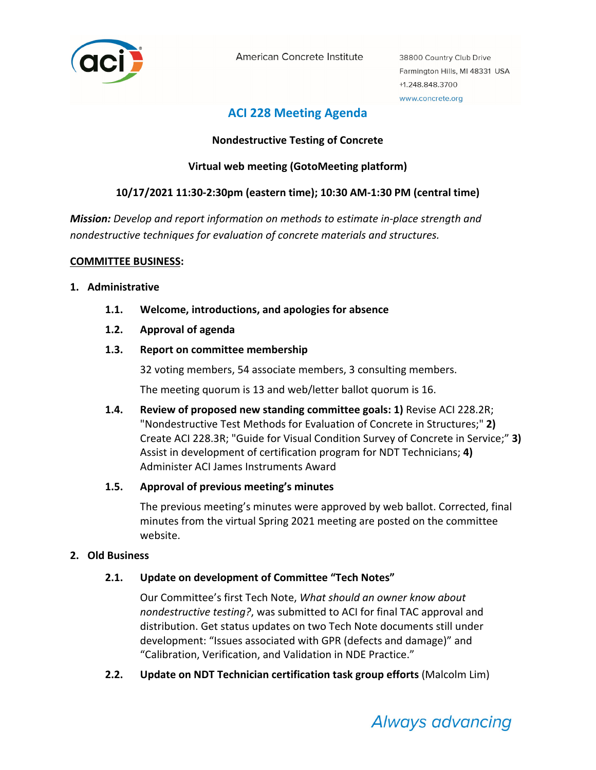American Concrete Institute

38800 Country Club Drive
Farmington Hills, MI 48331 USA
+1.248.848.3700
www.concrete.org

# ACI 228 Meeting Agenda

**Nondestructive Testing of Concrete**

**Virtual web meeting (GotoMeeting platform)**

**10/17/2021 11:30-2:30pm (eastern time); 10:30 AM-1:30 PM (central time)**

***Mission:*** *Develop and report information on methods to estimate in-place strength and nondestructive techniques for evaluation of concrete materials and structures.*

## COMMITTEE BUSINESS:

### 1. Administrative

**1.1. Welcome, introductions, and apologies for absence**

**1.2. Approval of agenda**

**1.3. Report on committee membership**

32 voting members, 54 associate members, 3 consulting members.

The meeting quorum is 13 and web/letter ballot quorum is 16.

**1.4. Review of proposed new standing committee goals: 1)** Revise ACI 228.2R; "Nondestructive Test Methods for Evaluation of Concrete in Structures;" **2)** Create ACI 228.3R; "Guide for Visual Condition Survey of Concrete in Service;" **3)** Assist in development of certification program for NDT Technicians; **4)** Administer ACI James Instruments Award

**1.5. Approval of previous meeting's minutes**

The previous meeting's minutes were approved by web ballot. Corrected, final minutes from the virtual Spring 2021 meeting are posted on the committee website.

### 2. Old Business

**2.1. Update on development of Committee "Tech Notes"**

Our Committee's first Tech Note, *What should an owner know about nondestructive testing?*, was submitted to ACI for final TAC approval and distribution. Get status updates on two Tech Note documents still under development: "Issues associated with GPR (defects and damage)" and "Calibration, Verification, and Validation in NDE Practice."

**2.2. Update on NDT Technician certification task group efforts** (Malcolm Lim)

*Always advancing*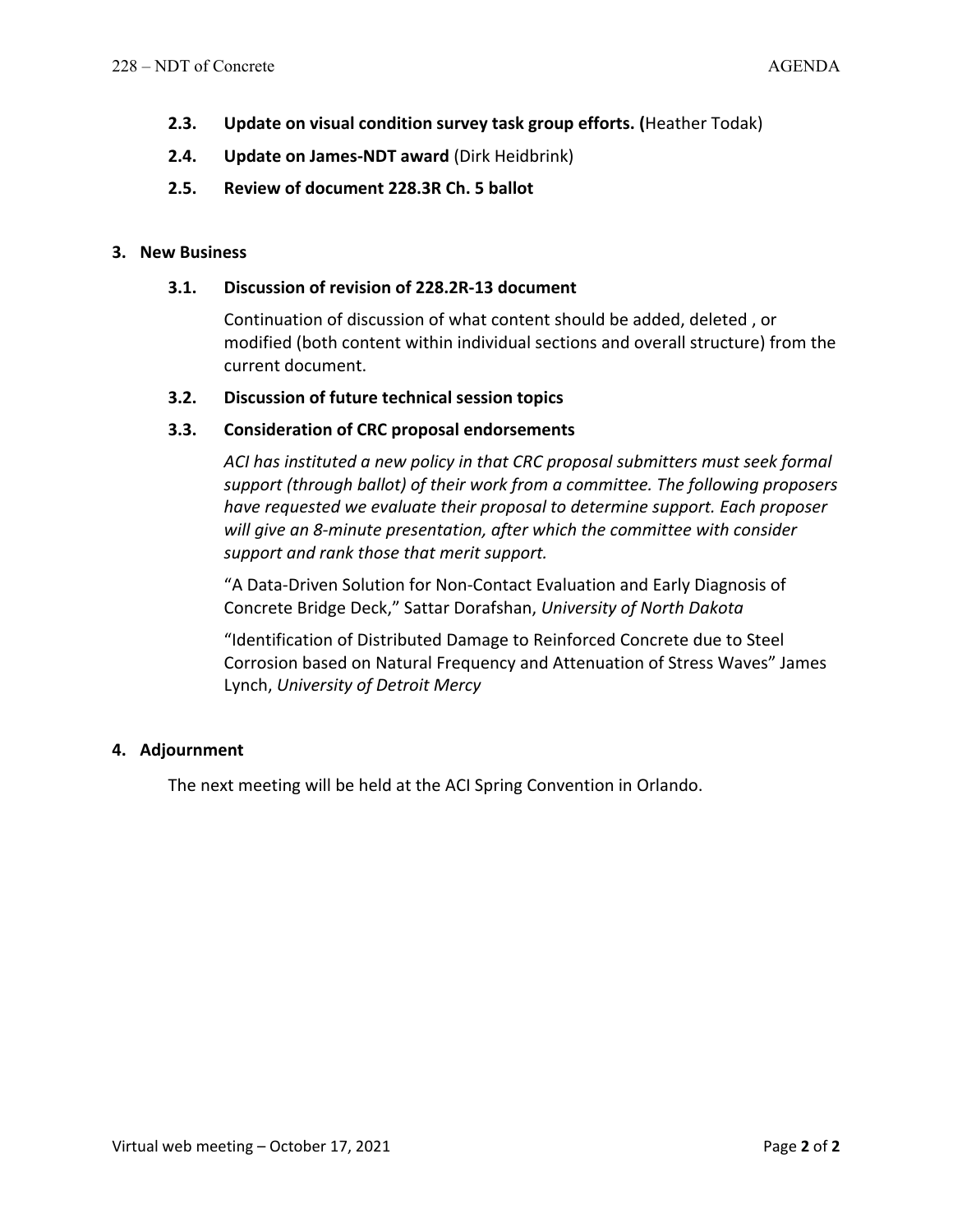**2.3. Update on visual condition survey task group efforts. (**Heather Todak)

**2.4. Update on James-NDT award** (Dirk Heidbrink)

**2.5. Review of document 228.3R Ch. 5 ballot**

## 3. New Business

**3.1. Discussion of revision of 228.2R-13 document**

Continuation of discussion of what content should be added, deleted , or modified (both content within individual sections and overall structure) from the current document.

**3.2. Discussion of future technical session topics**

**3.3. Consideration of CRC proposal endorsements**

*ACI has instituted a new policy in that CRC proposal submitters must seek formal support (through ballot) of their work from a committee. The following proposers have requested we evaluate their proposal to determine support. Each proposer will give an 8-minute presentation, after which the committee with consider support and rank those that merit support.*

"A Data-Driven Solution for Non-Contact Evaluation and Early Diagnosis of Concrete Bridge Deck," Sattar Dorafshan, *University of North Dakota*

"Identification of Distributed Damage to Reinforced Concrete due to Steel Corrosion based on Natural Frequency and Attenuation of Stress Waves" James Lynch, *University of Detroit Mercy*

## 4. Adjournment

The next meeting will be held at the ACI Spring Convention in Orlando.